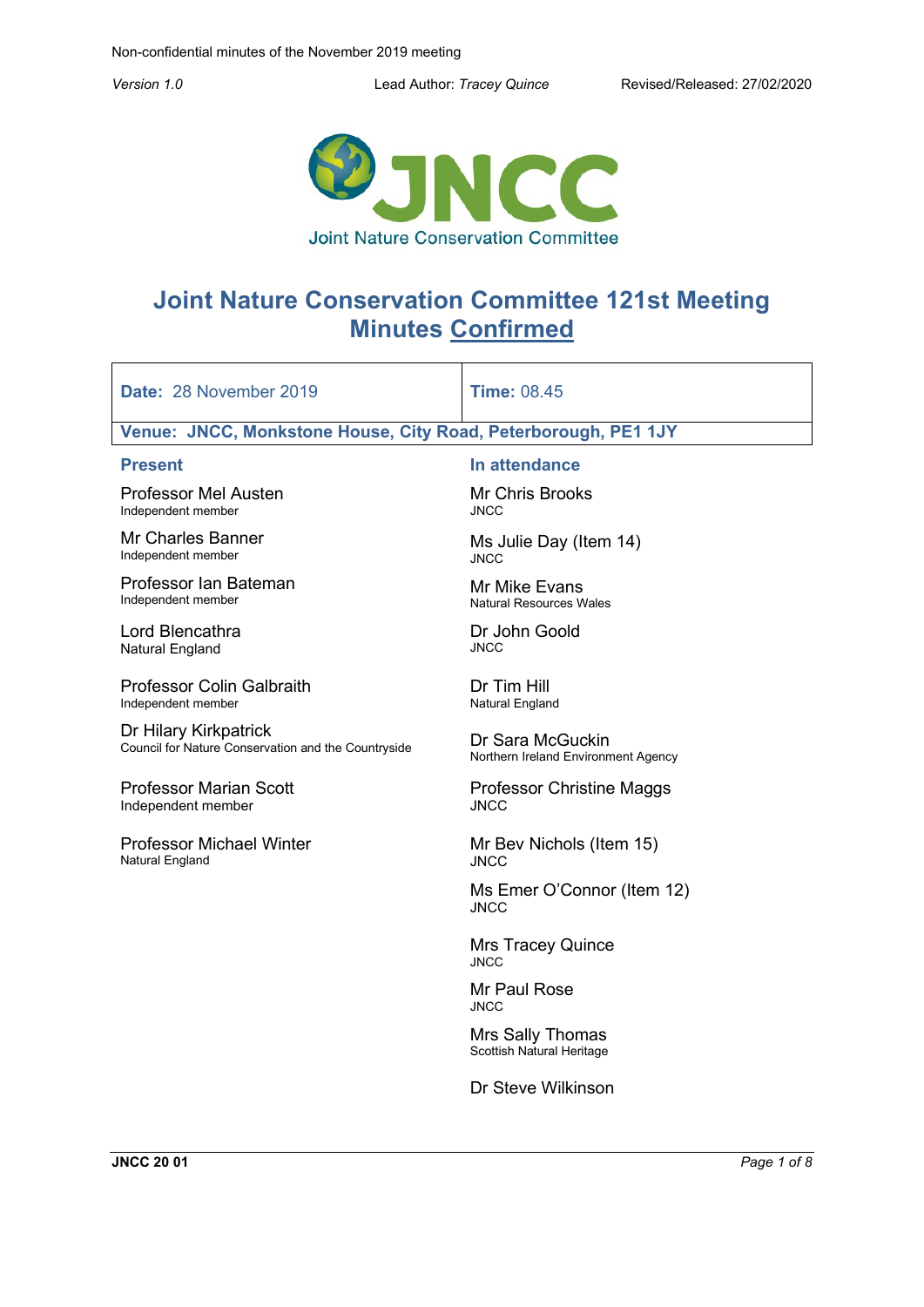Non-confidential minutes of the November 2019 meeting

*Version 1.0* Lead Author: *Tracey Quince* Revised/Released: 27/02/2020

Joint Nature Conservation Committee

# Joint Nature Conservation Committee 121st Meeting Minutes Confirmed

| **Date:** 28 November 2019 | **Time:** 08.45 |
|---|---|
| **Venue: JNCC, Monkstone House, City Road, Peterborough, PE1 1JY** | |

## Present

Professor Mel Austen
Independent member

Mr Charles Banner
Independent member

Professor Ian Bateman
Independent member

Lord Blencathra
Natural England

Professor Colin Galbraith
Independent member

Dr Hilary Kirkpatrick
Council for Nature Conservation and the Countryside

Professor Marian Scott
Independent member

Professor Michael Winter
Natural England

## In attendance

Mr Chris Brooks
JNCC

Ms Julie Day (Item 14)
JNCC

Mr Mike Evans
Natural Resources Wales

Dr John Goold
JNCC

Dr Tim Hill
Natural England

Dr Sara McGuckin
Northern Ireland Environment Agency

Professor Christine Maggs
JNCC

Mr Bev Nichols (Item 15)
JNCC

Ms Emer O'Connor (Item 12)
JNCC

Mrs Tracey Quince
JNCC

Mr Paul Rose
JNCC

Mrs Sally Thomas
Scottish Natural Heritage

Dr Steve Wilkinson

JNCC 20 01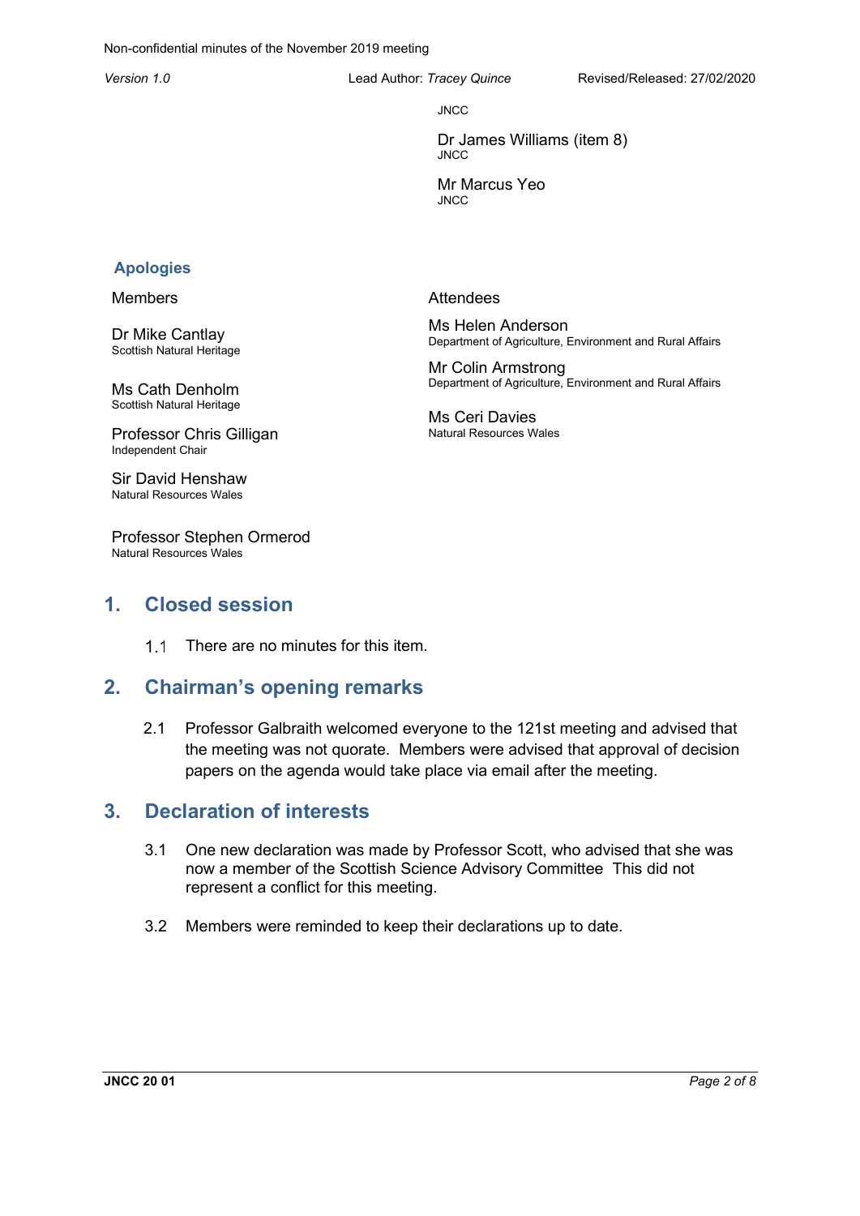JNCC

Dr James Williams (item 8)
JNCC

Mr Marcus Yeo
JNCC

### Apologies

Members

Dr Mike Cantlay
Scottish Natural Heritage

Ms Cath Denholm
Scottish Natural Heritage

Professor Chris Gilligan
Independent Chair

Sir David Henshaw
Natural Resources Wales

Professor Stephen Ormerod
Natural Resources Wales

Attendees

Ms Helen Anderson
Department of Agriculture, Environment and Rural Affairs

Mr Colin Armstrong
Department of Agriculture, Environment and Rural Affairs

Ms Ceri Davies
Natural Resources Wales

## 1. Closed session

1.1 There are no minutes for this item.

## 2. Chairman's opening remarks

2.1 Professor Galbraith welcomed everyone to the 121st meeting and advised that the meeting was not quorate. Members were advised that approval of decision papers on the agenda would take place via email after the meeting.

## 3. Declaration of interests

3.1 One new declaration was made by Professor Scott, who advised that she was now a member of the Scottish Science Advisory Committee This did not represent a conflict for this meeting.

3.2 Members were reminded to keep their declarations up to date.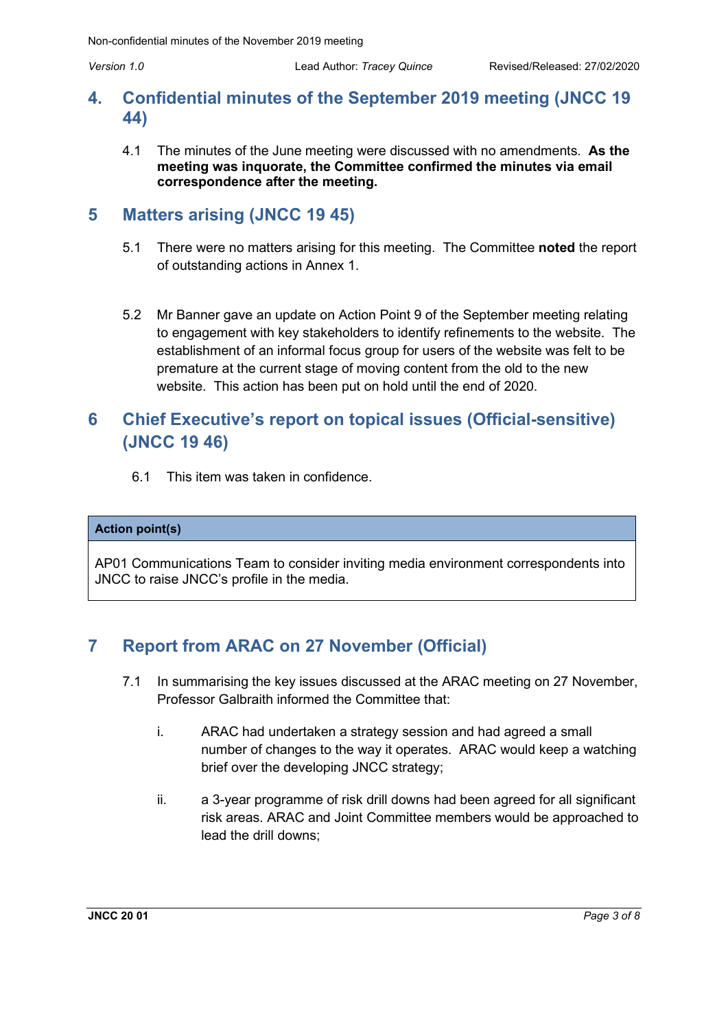## 4. Confidential minutes of the September 2019 meeting (JNCC 19 44)

4.1 The minutes of the June meeting were discussed with no amendments. **As the meeting was inquorate, the Committee confirmed the minutes via email correspondence after the meeting.**

## 5 Matters arising (JNCC 19 45)

5.1 There were no matters arising for this meeting. The Committee **noted** the report of outstanding actions in Annex 1.

5.2 Mr Banner gave an update on Action Point 9 of the September meeting relating to engagement with key stakeholders to identify refinements to the website. The establishment of an informal focus group for users of the website was felt to be premature at the current stage of moving content from the old to the new website. This action has been put on hold until the end of 2020.

## 6 Chief Executive's report on topical issues (Official-sensitive) (JNCC 19 46)

6.1 This item was taken in confidence.

| **Action point(s)** |
| --- |
| AP01 Communications Team to consider inviting media environment correspondents into JNCC to raise JNCC's profile in the media. |

## 7 Report from ARAC on 27 November (Official)

7.1 In summarising the key issues discussed at the ARAC meeting on 27 November, Professor Galbraith informed the Committee that:

i. ARAC had undertaken a strategy session and had agreed a small number of changes to the way it operates. ARAC would keep a watching brief over the developing JNCC strategy;

ii. a 3-year programme of risk drill downs had been agreed for all significant risk areas. ARAC and Joint Committee members would be approached to lead the drill downs;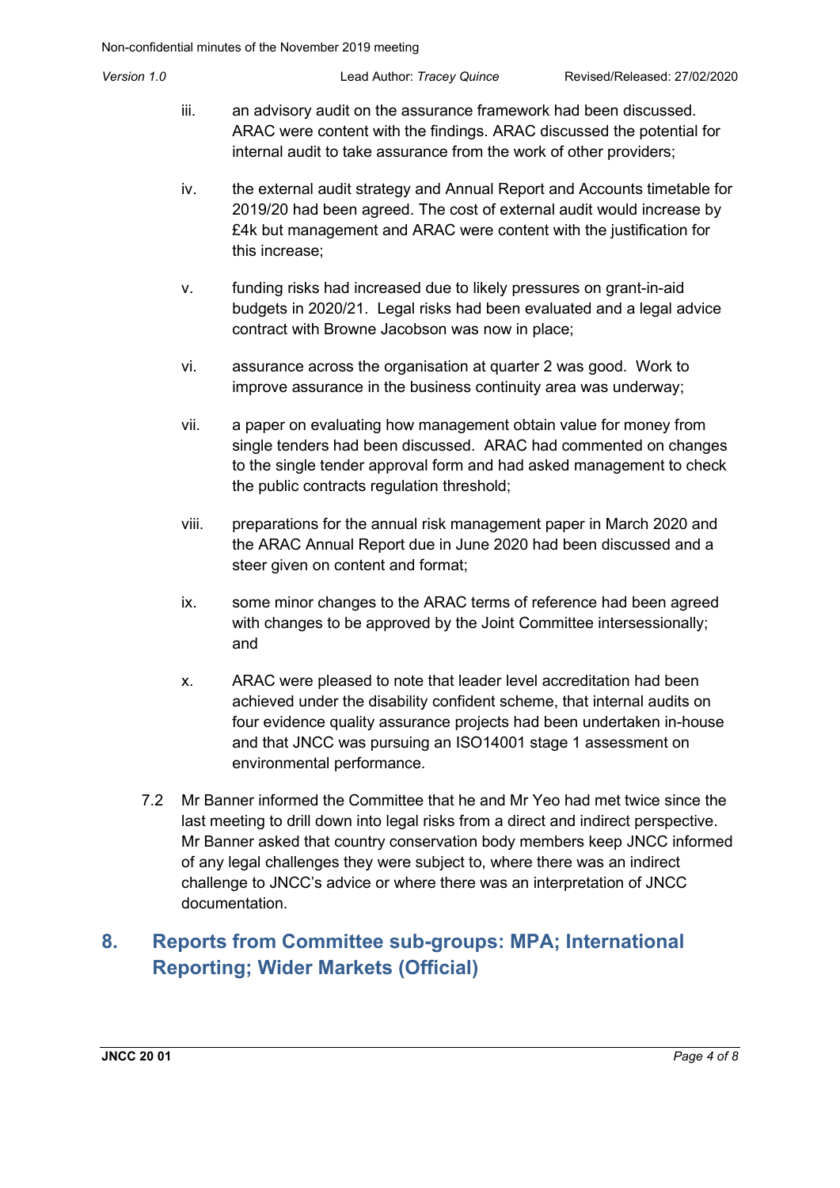iii. an advisory audit on the assurance framework had been discussed. ARAC were content with the findings. ARAC discussed the potential for internal audit to take assurance from the work of other providers;

iv. the external audit strategy and Annual Report and Accounts timetable for 2019/20 had been agreed. The cost of external audit would increase by £4k but management and ARAC were content with the justification for this increase;

v. funding risks had increased due to likely pressures on grant-in-aid budgets in 2020/21. Legal risks had been evaluated and a legal advice contract with Browne Jacobson was now in place;

vi. assurance across the organisation at quarter 2 was good. Work to improve assurance in the business continuity area was underway;

vii. a paper on evaluating how management obtain value for money from single tenders had been discussed. ARAC had commented on changes to the single tender approval form and had asked management to check the public contracts regulation threshold;

viii. preparations for the annual risk management paper in March 2020 and the ARAC Annual Report due in June 2020 had been discussed and a steer given on content and format;

ix. some minor changes to the ARAC terms of reference had been agreed with changes to be approved by the Joint Committee intersessionally; and

x. ARAC were pleased to note that leader level accreditation had been achieved under the disability confident scheme, that internal audits on four evidence quality assurance projects had been undertaken in-house and that JNCC was pursuing an ISO14001 stage 1 assessment on environmental performance.

7.2 Mr Banner informed the Committee that he and Mr Yeo had met twice since the last meeting to drill down into legal risks from a direct and indirect perspective. Mr Banner asked that country conservation body members keep JNCC informed of any legal challenges they were subject to, where there was an indirect challenge to JNCC's advice or where there was an interpretation of JNCC documentation.

## 8. Reports from Committee sub-groups: MPA; International Reporting; Wider Markets (Official)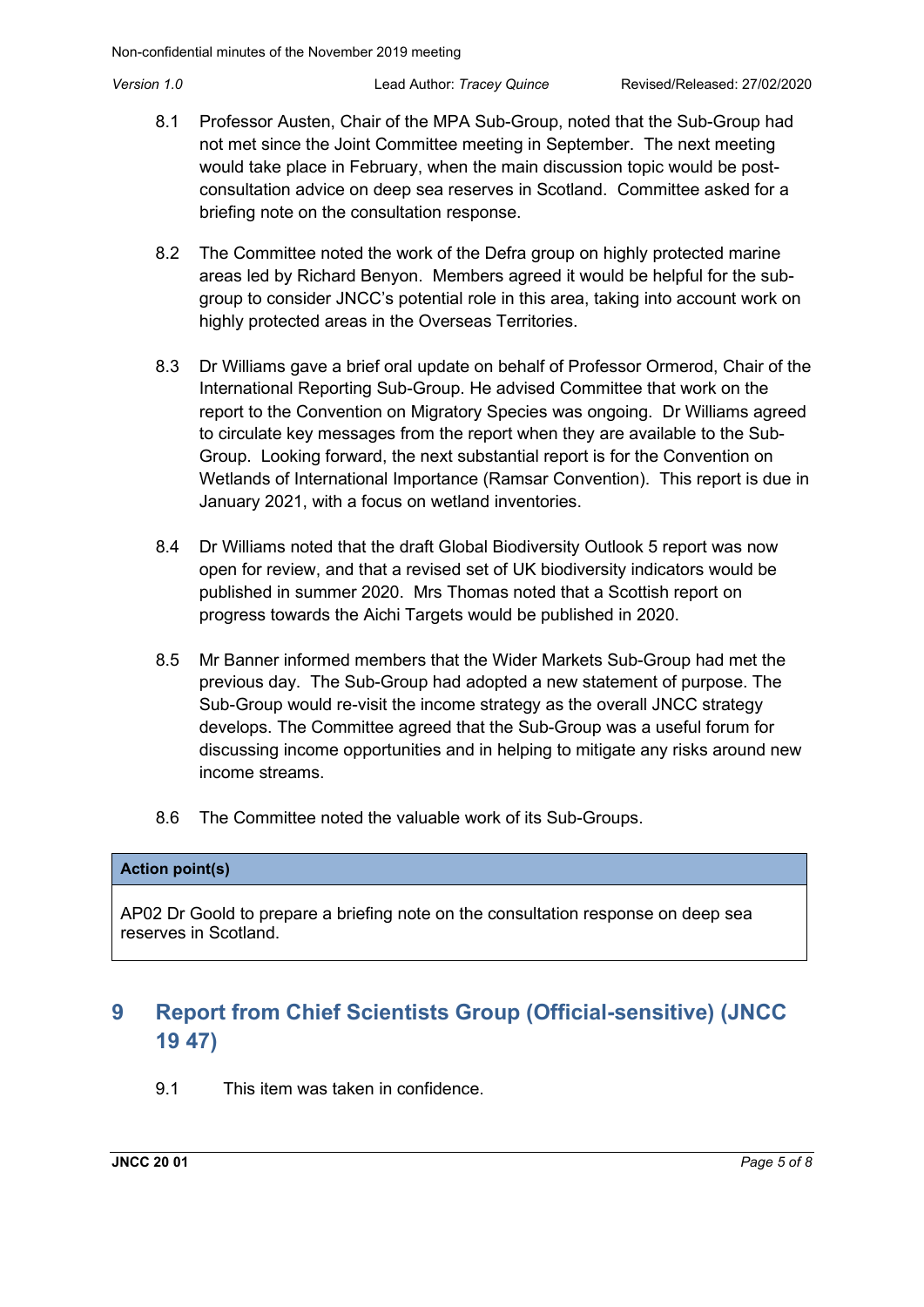8.1 Professor Austen, Chair of the MPA Sub-Group, noted that the Sub-Group had not met since the Joint Committee meeting in September. The next meeting would take place in February, when the main discussion topic would be post-consultation advice on deep sea reserves in Scotland. Committee asked for a briefing note on the consultation response.

8.2 The Committee noted the work of the Defra group on highly protected marine areas led by Richard Benyon. Members agreed it would be helpful for the sub-group to consider JNCC's potential role in this area, taking into account work on highly protected areas in the Overseas Territories.

8.3 Dr Williams gave a brief oral update on behalf of Professor Ormerod, Chair of the International Reporting Sub-Group. He advised Committee that work on the report to the Convention on Migratory Species was ongoing. Dr Williams agreed to circulate key messages from the report when they are available to the Sub-Group. Looking forward, the next substantial report is for the Convention on Wetlands of International Importance (Ramsar Convention). This report is due in January 2021, with a focus on wetland inventories.

8.4 Dr Williams noted that the draft Global Biodiversity Outlook 5 report was now open for review, and that a revised set of UK biodiversity indicators would be published in summer 2020. Mrs Thomas noted that a Scottish report on progress towards the Aichi Targets would be published in 2020.

8.5 Mr Banner informed members that the Wider Markets Sub-Group had met the previous day. The Sub-Group had adopted a new statement of purpose. The Sub-Group would re-visit the income strategy as the overall JNCC strategy develops. The Committee agreed that the Sub-Group was a useful forum for discussing income opportunities and in helping to mitigate any risks around new income streams.

8.6 The Committee noted the valuable work of its Sub-Groups.

| **Action point(s)** |
| --- |
| AP02 Dr Goold to prepare a briefing note on the consultation response on deep sea reserves in Scotland. |

## 9 Report from Chief Scientists Group (Official-sensitive) (JNCC 19 47)

9.1 This item was taken in confidence.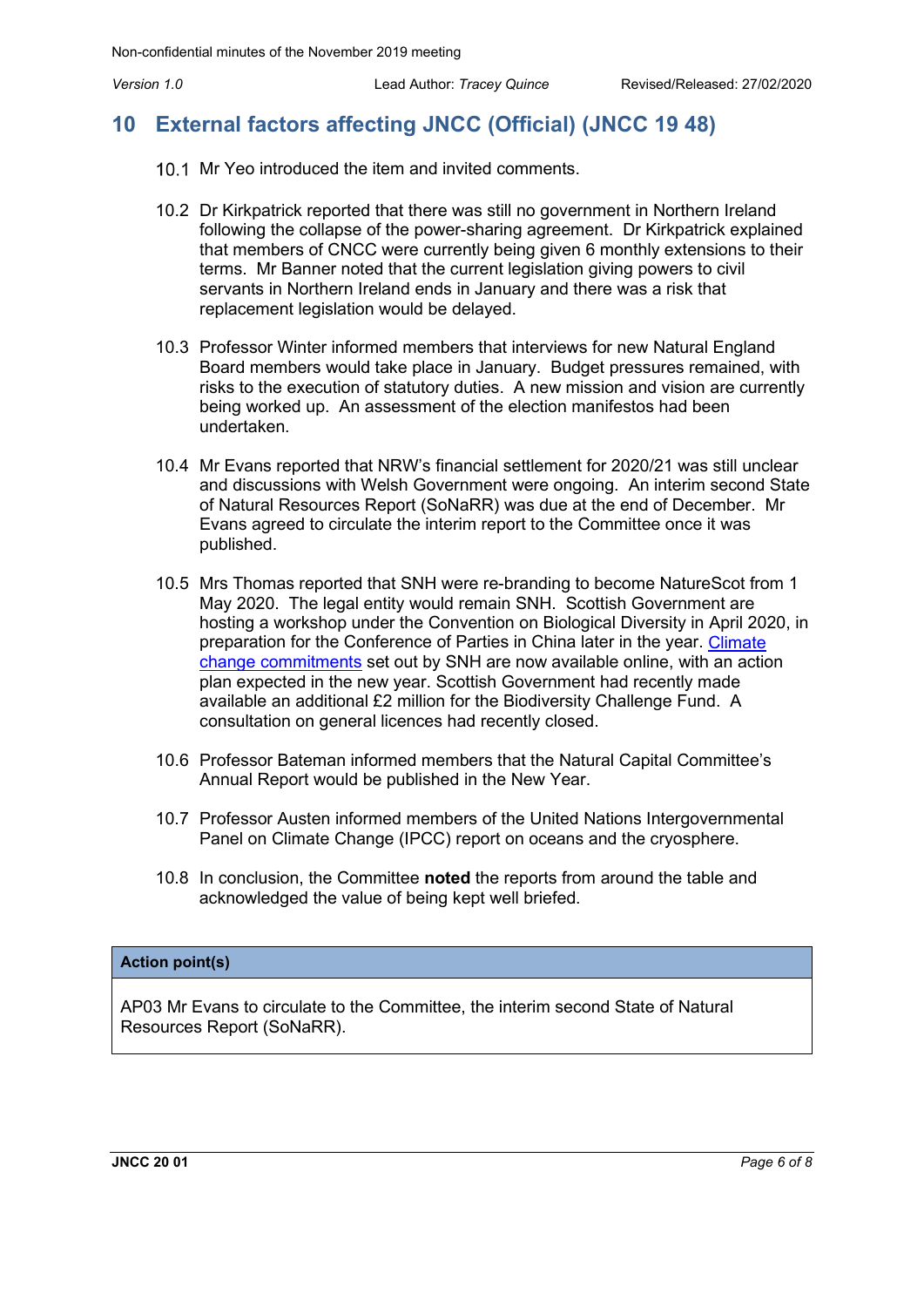## 10 External factors affecting JNCC (Official) (JNCC 19 48)

10.1 Mr Yeo introduced the item and invited comments.

10.2 Dr Kirkpatrick reported that there was still no government in Northern Ireland following the collapse of the power-sharing agreement. Dr Kirkpatrick explained that members of CNCC were currently being given 6 monthly extensions to their terms. Mr Banner noted that the current legislation giving powers to civil servants in Northern Ireland ends in January and there was a risk that replacement legislation would be delayed.

10.3 Professor Winter informed members that interviews for new Natural England Board members would take place in January. Budget pressures remained, with risks to the execution of statutory duties. A new mission and vision are currently being worked up. An assessment of the election manifestos had been undertaken.

10.4 Mr Evans reported that NRW's financial settlement for 2020/21 was still unclear and discussions with Welsh Government were ongoing. An interim second State of Natural Resources Report (SoNaRR) was due at the end of December. Mr Evans agreed to circulate the interim report to the Committee once it was published.

10.5 Mrs Thomas reported that SNH were re-branding to become NatureScot from 1 May 2020. The legal entity would remain SNH. Scottish Government are hosting a workshop under the Convention on Biological Diversity in April 2020, in preparation for the Conference of Parties in China later in the year. Climate change commitments set out by SNH are now available online, with an action plan expected in the new year. Scottish Government had recently made available an additional £2 million for the Biodiversity Challenge Fund. A consultation on general licences had recently closed.

10.6 Professor Bateman informed members that the Natural Capital Committee's Annual Report would be published in the New Year.

10.7 Professor Austen informed members of the United Nations Intergovernmental Panel on Climate Change (IPCC) report on oceans and the cryosphere.

10.8 In conclusion, the Committee **noted** the reports from around the table and acknowledged the value of being kept well briefed.

| **Action point(s)** |
| --- |
| AP03 Mr Evans to circulate to the Committee, the interim second State of Natural Resources Report (SoNaRR). |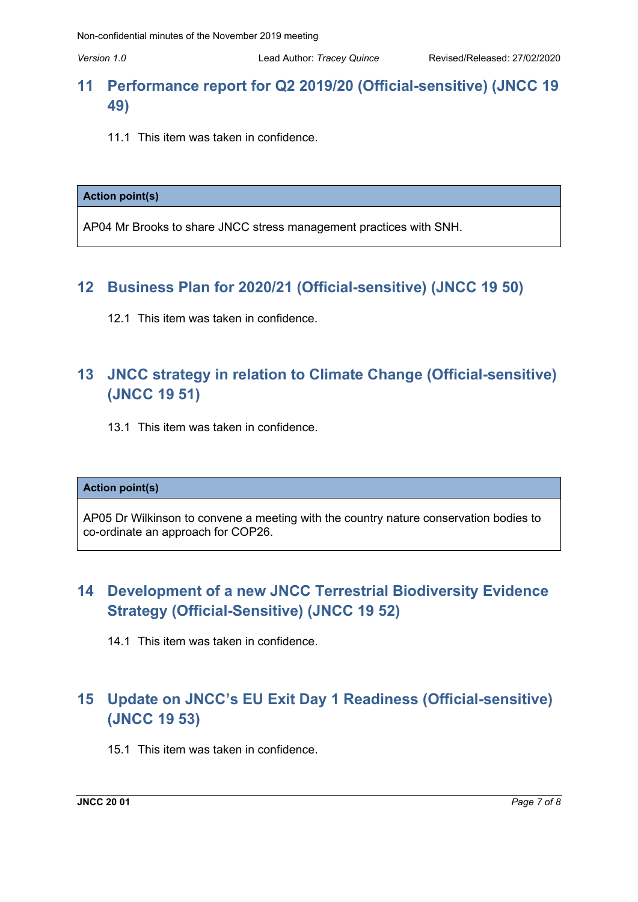## 11 Performance report for Q2 2019/20 (Official-sensitive) (JNCC 19 49)

11.1 This item was taken in confidence.

| **Action point(s)** |
|---|
| AP04 Mr Brooks to share JNCC stress management practices with SNH. |

## 12 Business Plan for 2020/21 (Official-sensitive) (JNCC 19 50)

12.1 This item was taken in confidence.

## 13 JNCC strategy in relation to Climate Change (Official-sensitive) (JNCC 19 51)

13.1 This item was taken in confidence.

| **Action point(s)** |
|---|
| AP05 Dr Wilkinson to convene a meeting with the country nature conservation bodies to co-ordinate an approach for COP26. |

## 14 Development of a new JNCC Terrestrial Biodiversity Evidence Strategy (Official-Sensitive) (JNCC 19 52)

14.1 This item was taken in confidence.

## 15 Update on JNCC's EU Exit Day 1 Readiness (Official-sensitive) (JNCC 19 53)

15.1 This item was taken in confidence.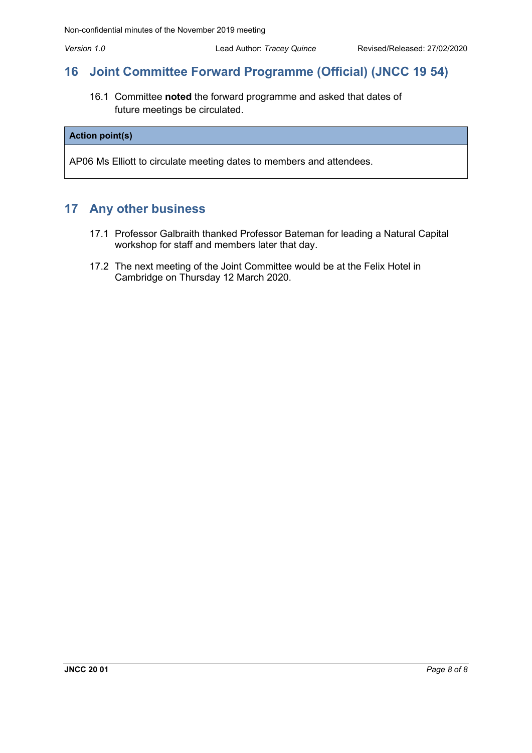## 16 Joint Committee Forward Programme (Official) (JNCC 19 54)

16.1 Committee **noted** the forward programme and asked that dates of future meetings be circulated.

| **Action point(s)** |
| --- |
| AP06 Ms Elliott to circulate meeting dates to members and attendees. |

## 17 Any other business

17.1 Professor Galbraith thanked Professor Bateman for leading a Natural Capital workshop for staff and members later that day.

17.2 The next meeting of the Joint Committee would be at the Felix Hotel in Cambridge on Thursday 12 March 2020.